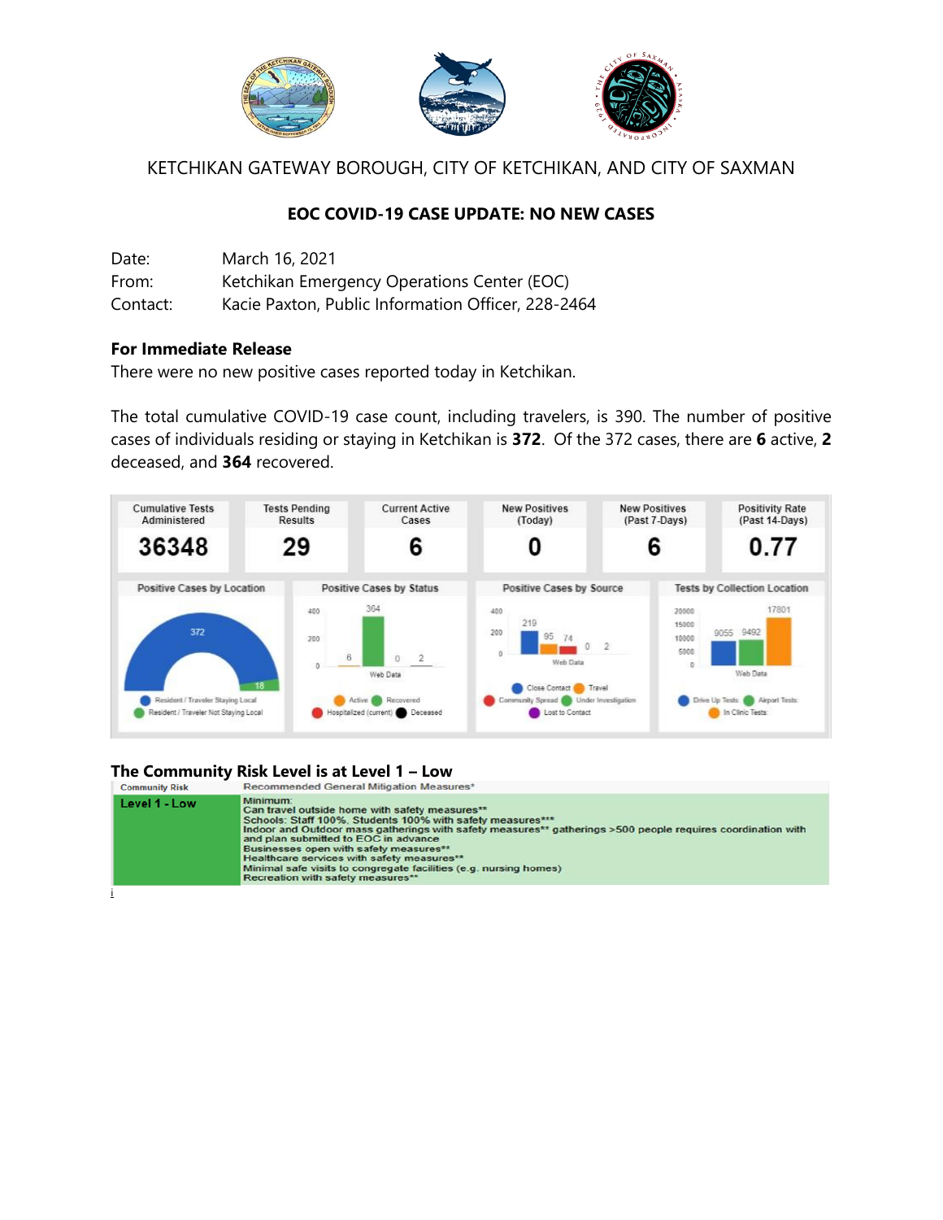KETCHIKAN GATEWAY BOROUGH, CITY OF KETCHIKAN, AND CITY OF SAXMAN

## EOC COVID-19 CASE UPDATE: NO NEW CASES

Date: March 16, 2021
From: Ketchikan Emergency Operations Center (EOC)
Contact: Kacie Paxton, Public Information Officer, 228-2464

**For Immediate Release**
There were no new positive cases reported today in Ketchikan.

The total cumulative COVID-19 case count, including travelers, is 390. The number of positive cases of individuals residing or staying in Ketchikan is **372**. Of the 372 cases, there are **6** active, **2** deceased, and **364** recovered.

| Cumulative Tests Administered | Tests Pending Results | Current Active Cases | New Positives (Today) | New Positives (Past 7-Days) | Positivity Rate (Past 14-Days) |
|---|---|---|---|---|---|
| 36348 | 29 | 6 | 0 | 6 | 0.77 |

**Positive Cases by Location**

| Resident / Traveler Staying Local | Resident / Traveler Not Staying Local |
|---|---|
| 372 | 18 |

**Positive Cases by Status**

| Active | Recovered | Hospitalized (current) | Deceased |
|---|---|---|---|
| 6 | 364 | 0 | 2 |

**Positive Cases by Source**

| Close Contact | Travel | Community Spread | Under Investigation | Lost to Contact |
|---|---|---|---|---|
| 219 | 95 | 74 | 0 | 2 |

**Tests by Collection Location**

| Drive Up Tests | Airport Tests | In Clinic Tests |
|---|---|---|
| 9055 | 9492 | 17801 |

### The Community Risk Level is at Level 1 – Low

| Community Risk | Recommended General Mitigation Measures* |
|---|---|
| Level 1 - Low | Minimum:<br>Can travel outside home with safety measures**<br>Schools: Staff 100%, Students 100% with safety measures***<br>Indoor and Outdoor mass gatherings with safety measures** gatherings >500 people requires coordination with and plan submitted to EOC in advance<br>Businesses open with safety measures**<br>Healthcare services with safety measures**<br>Minimal safe visits to congregate facilities (e.g. nursing homes)<br>Recreation with safety measures** |

i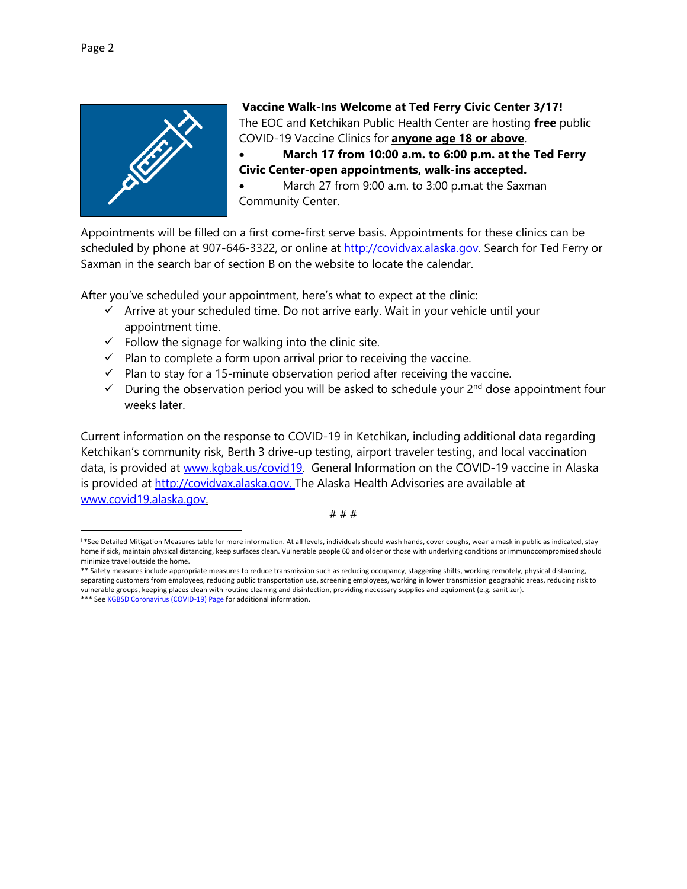**Vaccine Walk-Ins Welcome at Ted Ferry Civic Center 3/17!**

The EOC and Ketchikan Public Health Center are hosting **free** public COVID-19 Vaccine Clinics for **anyone age 18 or above**.

- **March 17 from 10:00 a.m. to 6:00 p.m. at the Ted Ferry Civic Center-open appointments, walk-ins accepted.**
- March 27 from 9:00 a.m. to 3:00 p.m.at the Saxman Community Center.

Appointments will be filled on a first come-first serve basis. Appointments for these clinics can be scheduled by phone at 907-646-3322, or online at http://covidvax.alaska.gov. Search for Ted Ferry or Saxman in the search bar of section B on the website to locate the calendar.

After you've scheduled your appointment, here's what to expect at the clinic:

- ✓ Arrive at your scheduled time. Do not arrive early. Wait in your vehicle until your appointment time.
- ✓ Follow the signage for walking into the clinic site.
- ✓ Plan to complete a form upon arrival prior to receiving the vaccine.
- ✓ Plan to stay for a 15-minute observation period after receiving the vaccine.
- ✓ During the observation period you will be asked to schedule your 2nd dose appointment four weeks later.

Current information on the response to COVID-19 in Ketchikan, including additional data regarding Ketchikan's community risk, Berth 3 drive-up testing, airport traveler testing, and local vaccination data, is provided at www.kgbak.us/covid19. General Information on the COVID-19 vaccine in Alaska is provided at http://covidvax.alaska.gov. The Alaska Health Advisories are available at www.covid19.alaska.gov.

# # #

[i] *See Detailed Mitigation Measures table for more information. At all levels, individuals should wash hands, cover coughs, wear a mask in public as indicated, stay home if sick, maintain physical distancing, keep surfaces clean. Vulnerable people 60 and older or those with underlying conditions or immunocompromised should minimize travel outside the home.

** Safety measures include appropriate measures to reduce transmission such as reducing occupancy, staggering shifts, working remotely, physical distancing, separating customers from employees, reducing public transportation use, screening employees, working in lower transmission geographic areas, reducing risk to vulnerable groups, keeping places clean with routine cleaning and disinfection, providing necessary supplies and equipment (e.g. sanitizer).

*** See KGBSD Coronavirus (COVID-19) Page for additional information.